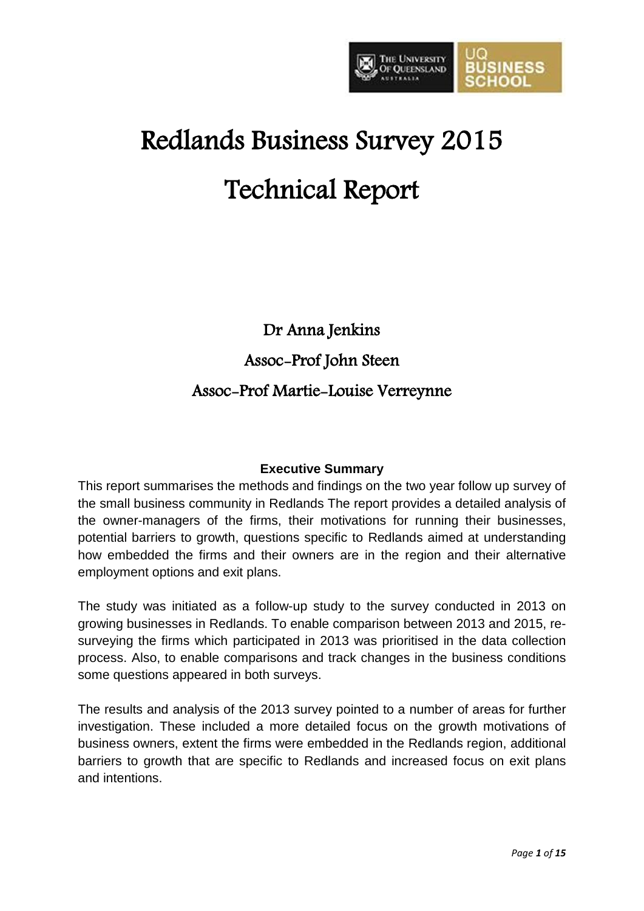# Redlands Business Survey 2015

# Technical Report

Dr Anna Jenkins

Assoc-Prof John Steen

Assoc-Prof Martie-Louise Verreynne

**Executive Summary**

This report summarises the methods and findings on the two year follow up survey of the small business community in Redlands The report provides a detailed analysis of the owner-managers of the firms, their motivations for running their businesses, potential barriers to growth, questions specific to Redlands aimed at understanding how embedded the firms and their owners are in the region and their alternative employment options and exit plans.

The study was initiated as a follow-up study to the survey conducted in 2013 on growing businesses in Redlands. To enable comparison between 2013 and 2015, re-surveying the firms which participated in 2013 was prioritised in the data collection process. Also, to enable comparisons and track changes in the business conditions some questions appeared in both surveys.

The results and analysis of the 2013 survey pointed to a number of areas for further investigation. These included a more detailed focus on the growth motivations of business owners, extent the firms were embedded in the Redlands region, additional barriers to growth that are specific to Redlands and increased focus on exit plans and intentions.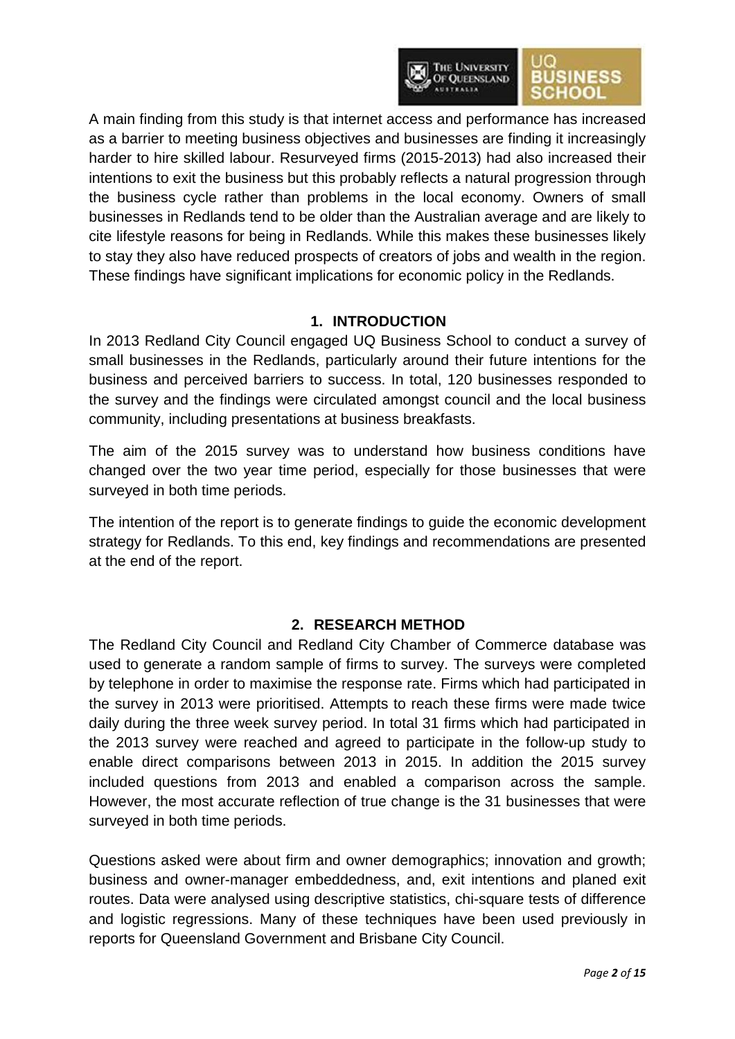A main finding from this study is that internet access and performance has increased as a barrier to meeting business objectives and businesses are finding it increasingly harder to hire skilled labour. Resurveyed firms (2015-2013) had also increased their intentions to exit the business but this probably reflects a natural progression through the business cycle rather than problems in the local economy. Owners of small businesses in Redlands tend to be older than the Australian average and are likely to cite lifestyle reasons for being in Redlands. While this makes these businesses likely to stay they also have reduced prospects of creators of jobs and wealth in the region. These findings have significant implications for economic policy in the Redlands.

## 1. INTRODUCTION

In 2013 Redland City Council engaged UQ Business School to conduct a survey of small businesses in the Redlands, particularly around their future intentions for the business and perceived barriers to success. In total, 120 businesses responded to the survey and the findings were circulated amongst council and the local business community, including presentations at business breakfasts.

The aim of the 2015 survey was to understand how business conditions have changed over the two year time period, especially for those businesses that were surveyed in both time periods.

The intention of the report is to generate findings to guide the economic development strategy for Redlands. To this end, key findings and recommendations are presented at the end of the report.

## 2. RESEARCH METHOD

The Redland City Council and Redland City Chamber of Commerce database was used to generate a random sample of firms to survey. The surveys were completed by telephone in order to maximise the response rate. Firms which had participated in the survey in 2013 were prioritised. Attempts to reach these firms were made twice daily during the three week survey period. In total 31 firms which had participated in the 2013 survey were reached and agreed to participate in the follow-up study to enable direct comparisons between 2013 in 2015. In addition the 2015 survey included questions from 2013 and enabled a comparison across the sample. However, the most accurate reflection of true change is the 31 businesses that were surveyed in both time periods.

Questions asked were about firm and owner demographics; innovation and growth; business and owner-manager embeddedness, and, exit intentions and planed exit routes. Data were analysed using descriptive statistics, chi-square tests of difference and logistic regressions. Many of these techniques have been used previously in reports for Queensland Government and Brisbane City Council.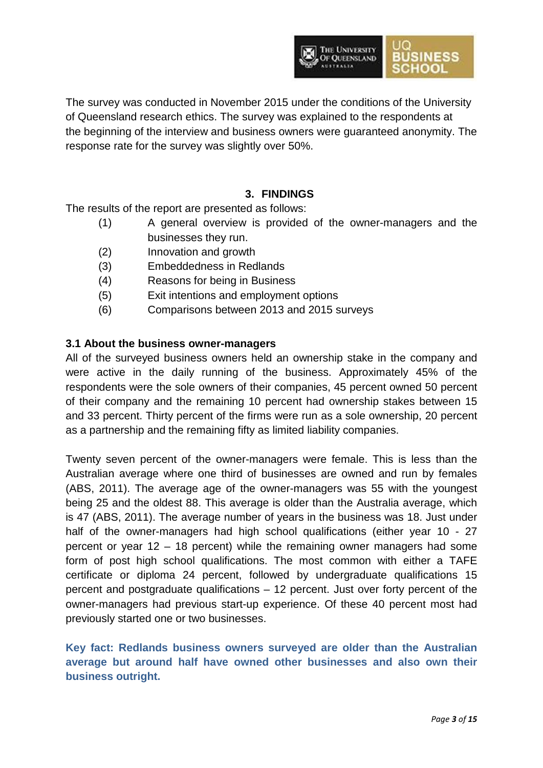The survey was conducted in November 2015 under the conditions of the University of Queensland research ethics. The survey was explained to the respondents at the beginning of the interview and business owners were guaranteed anonymity. The response rate for the survey was slightly over 50%.

## 3. FINDINGS

The results of the report are presented as follows:

(1) A general overview is provided of the owner-managers and the businesses they run.
(2) Innovation and growth
(3) Embeddedness in Redlands
(4) Reasons for being in Business
(5) Exit intentions and employment options
(6) Comparisons between 2013 and 2015 surveys

### 3.1 About the business owner-managers

All of the surveyed business owners held an ownership stake in the company and were active in the daily running of the business. Approximately 45% of the respondents were the sole owners of their companies, 45 percent owned 50 percent of their company and the remaining 10 percent had ownership stakes between 15 and 33 percent. Thirty percent of the firms were run as a sole ownership, 20 percent as a partnership and the remaining fifty as limited liability companies.

Twenty seven percent of the owner-managers were female. This is less than the Australian average where one third of businesses are owned and run by females (ABS, 2011). The average age of the owner-managers was 55 with the youngest being 25 and the oldest 88. This average is older than the Australia average, which is 47 (ABS, 2011). The average number of years in the business was 18. Just under half of the owner-managers had high school qualifications (either year 10 - 27 percent or year 12 – 18 percent) while the remaining owner managers had some form of post high school qualifications. The most common with either a TAFE certificate or diploma 24 percent, followed by undergraduate qualifications 15 percent and postgraduate qualifications – 12 percent. Just over forty percent of the owner-managers had previous start-up experience. Of these 40 percent most had previously started one or two businesses.

**Key fact: Redlands business owners surveyed are older than the Australian average but around half have owned other businesses and also own their business outright.**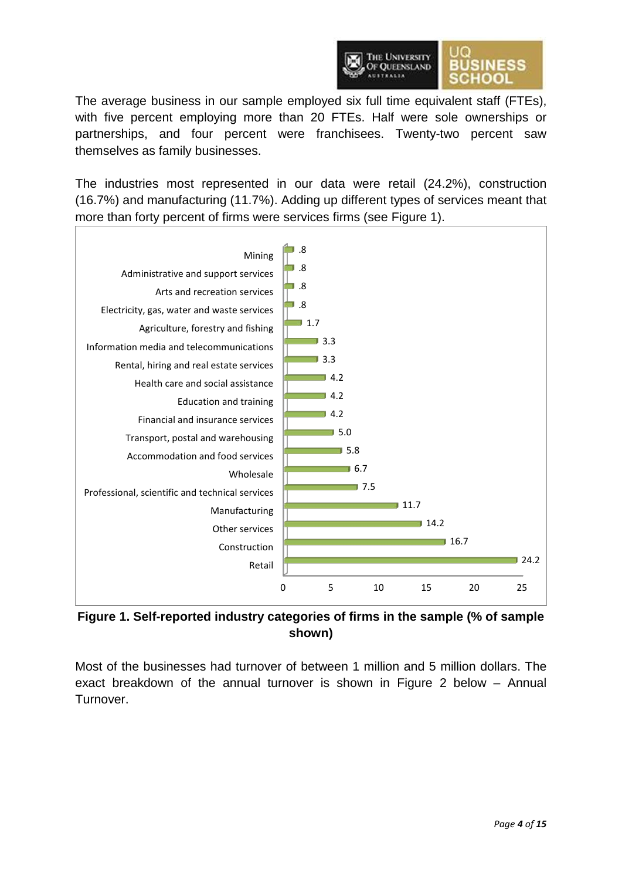The average business in our sample employed six full time equivalent staff (FTEs), with five percent employing more than 20 FTEs. Half were sole ownerships or partnerships, and four percent were franchisees. Twenty-two percent saw themselves as family businesses.

The industries most represented in our data were retail (24.2%), construction (16.7%) and manufacturing (11.7%). Adding up different types of services meant that more than forty percent of firms were services firms (see Figure 1).

| Industry | % of sample |
|---|---|
| Mining | .8 |
| Administrative and support services | .8 |
| Arts and recreation services | .8 |
| Electricity, gas, water and waste services | .8 |
| Agriculture, forestry and fishing | 1.7 |
| Information media and telecommunications | 3.3 |
| Rental, hiring and real estate services | 3.3 |
| Health care and social assistance | 4.2 |
| Education and training | 4.2 |
| Financial and insurance services | 4.2 |
| Transport, postal and warehousing | 5.0 |
| Accommodation and food services | 5.8 |
| Wholesale | 6.7 |
| Professional, scientific and technical services | 7.5 |
| Manufacturing | 11.7 |
| Other services | 14.2 |
| Construction | 16.7 |
| Retail | 24.2 |

**Figure 1. Self-reported industry categories of firms in the sample (% of sample shown)**

Most of the businesses had turnover of between 1 million and 5 million dollars. The exact breakdown of the annual turnover is shown in Figure 2 below – Annual Turnover.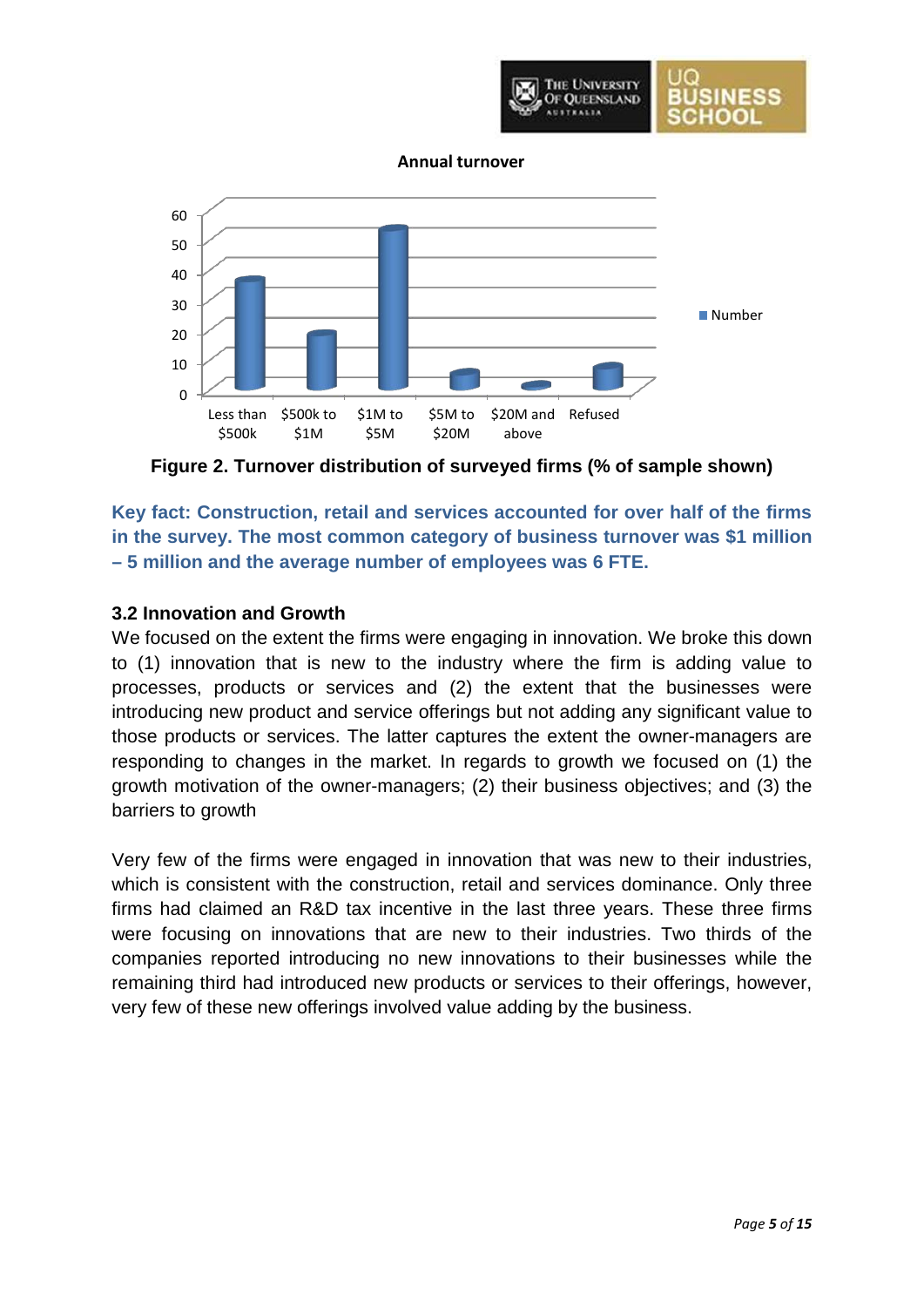**Annual turnover**

Figure 2. Turnover distribution of surveyed firms (% of sample shown)

**Key fact: Construction, retail and services accounted for over half of the firms in the survey. The most common category of business turnover was $1 million – 5 million and the average number of employees was 6 FTE.**

### 3.2 Innovation and Growth

We focused on the extent the firms were engaging in innovation. We broke this down to (1) innovation that is new to the industry where the firm is adding value to processes, products or services and (2) the extent that the businesses were introducing new product and service offerings but not adding any significant value to those products or services. The latter captures the extent the owner-managers are responding to changes in the market. In regards to growth we focused on (1) the growth motivation of the owner-managers; (2) their business objectives; and (3) the barriers to growth

Very few of the firms were engaged in innovation that was new to their industries, which is consistent with the construction, retail and services dominance. Only three firms had claimed an R&D tax incentive in the last three years. These three firms were focusing on innovations that are new to their industries. Two thirds of the companies reported introducing no new innovations to their businesses while the remaining third had introduced new products or services to their offerings, however, very few of these new offerings involved value adding by the business.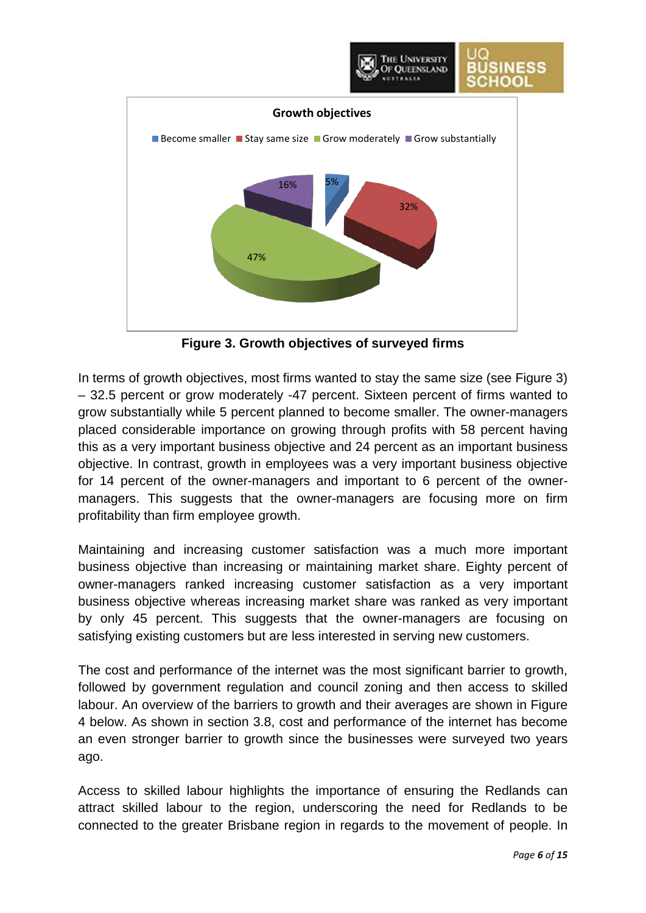**Growth objectives**

Become smaller | Stay same size | Grow moderately | Grow substantially

| Growth objective | Percent |
|---|---|
| Become smaller | 5% |
| Stay same size | 32% |
| Grow moderately | 47% |
| Grow substantially | 16% |

**Figure 3. Growth objectives of surveyed firms**

In terms of growth objectives, most firms wanted to stay the same size (see Figure 3) – 32.5 percent or grow moderately -47 percent. Sixteen percent of firms wanted to grow substantially while 5 percent planned to become smaller. The owner-managers placed considerable importance on growing through profits with 58 percent having this as a very important business objective and 24 percent as an important business objective. In contrast, growth in employees was a very important business objective for 14 percent of the owner-managers and important to 6 percent of the owner-managers. This suggests that the owner-managers are focusing more on firm profitability than firm employee growth.

Maintaining and increasing customer satisfaction was a much more important business objective than increasing or maintaining market share. Eighty percent of owner-managers ranked increasing customer satisfaction as a very important business objective whereas increasing market share was ranked as very important by only 45 percent. This suggests that the owner-managers are focusing on satisfying existing customers but are less interested in serving new customers.

The cost and performance of the internet was the most significant barrier to growth, followed by government regulation and council zoning and then access to skilled labour. An overview of the barriers to growth and their averages are shown in Figure 4 below. As shown in section 3.8, cost and performance of the internet has become an even stronger barrier to growth since the businesses were surveyed two years ago.

Access to skilled labour highlights the importance of ensuring the Redlands can attract skilled labour to the region, underscoring the need for Redlands to be connected to the greater Brisbane region in regards to the movement of people. In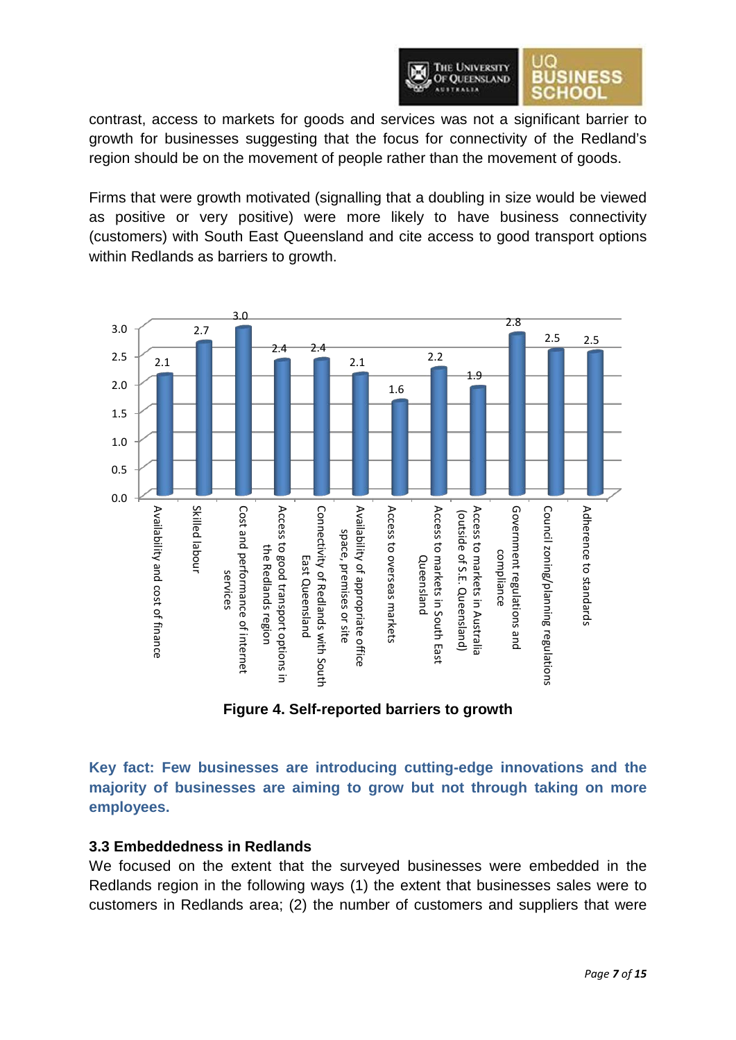contrast, access to markets for goods and services was not a significant barrier to growth for businesses suggesting that the focus for connectivity of the Redland's region should be on the movement of people rather than the movement of goods.

Firms that were growth motivated (signalling that a doubling in size would be viewed as positive or very positive) were more likely to have business connectivity (customers) with South East Queensland and cite access to good transport options within Redlands as barriers to growth.

| Barrier | Score |
|---|---|
| Availability and cost of finance | 2.1 |
| Skilled labour | 2.7 |
| Cost and performance of internet services | 3.0 |
| Access to good transport options in the Redlands region | 2.4 |
| Connectivity of Redlands with South East Queensland | 2.4 |
| Availability of appropriate office space, premises or site | 2.1 |
| Access to overseas markets | 1.6 |
| Access to markets in South East Queensland | 2.2 |
| Access to markets in Australia (outside of S.E. Queensland) | 1.9 |
| Government regulations and compliance | 2.8 |
| Council zoning/planning regulations | 2.5 |
| Adherence to standards | 2.5 |

**Figure 4. Self-reported barriers to growth**

**Key fact: Few businesses are introducing cutting-edge innovations and the majority of businesses are aiming to grow but not through taking on more employees.**

### 3.3 Embeddedness in Redlands

We focused on the extent that the surveyed businesses were embedded in the Redlands region in the following ways (1) the extent that businesses sales were to customers in Redlands area; (2) the number of customers and suppliers that were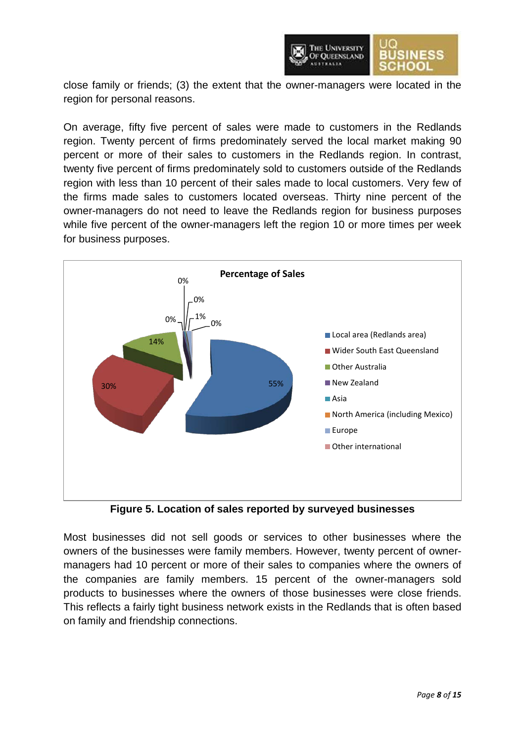close family or friends; (3) the extent that the owner-managers were located in the region for personal reasons.

On average, fifty five percent of sales were made to customers in the Redlands region. Twenty percent of firms predominately served the local market making 90 percent or more of their sales to customers in the Redlands region. In contrast, twenty five percent of firms predominately sold to customers outside of the Redlands region with less than 10 percent of their sales made to local customers. Very few of the firms made sales to customers located overseas. Thirty nine percent of the owner-managers do not need to leave the Redlands region for business purposes while five percent of the owner-managers left the region 10 or more times per week for business purposes.

**Figure 5. Location of sales reported by surveyed businesses**

Most businesses did not sell goods or services to other businesses where the owners of the businesses were family members. However, twenty percent of owner-managers had 10 percent or more of their sales to companies where the owners of the companies are family members. 15 percent of the owner-managers sold products to businesses where the owners of those businesses were close friends. This reflects a fairly tight business network exists in the Redlands that is often based on family and friendship connections.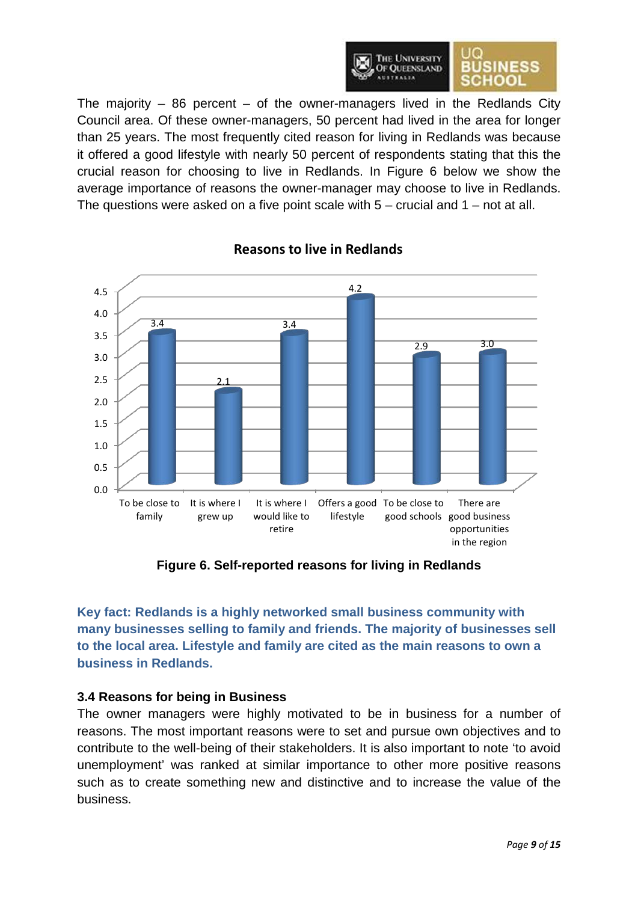The majority – 86 percent – of the owner-managers lived in the Redlands City Council area. Of these owner-managers, 50 percent had lived in the area for longer than 25 years. The most frequently cited reason for living in Redlands was because it offered a good lifestyle with nearly 50 percent of respondents stating that this the crucial reason for choosing to live in Redlands. In Figure 6 below we show the average importance of reasons the owner-manager may choose to live in Redlands. The questions were asked on a five point scale with 5 – crucial and 1 – not at all.

**Reasons to live in Redlands**

| Reason | Average importance |
| --- | --- |
| To be close to family | 3.4 |
| It is where I grew up | 2.1 |
| It is where I would like to retire | 3.4 |
| Offers a good lifestyle | 4.2 |
| To be close to good schools | 2.9 |
| There are good business opportunities in the region | 3.0 |

**Figure 6. Self-reported reasons for living in Redlands**

**Key fact: Redlands is a highly networked small business community with many businesses selling to family and friends. The majority of businesses sell to the local area. Lifestyle and family are cited as the main reasons to own a business in Redlands.**

### 3.4 Reasons for being in Business

The owner managers were highly motivated to be in business for a number of reasons. The most important reasons were to set and pursue own objectives and to contribute to the well-being of their stakeholders. It is also important to note 'to avoid unemployment' was ranked at similar importance to other more positive reasons such as to create something new and distinctive and to increase the value of the business.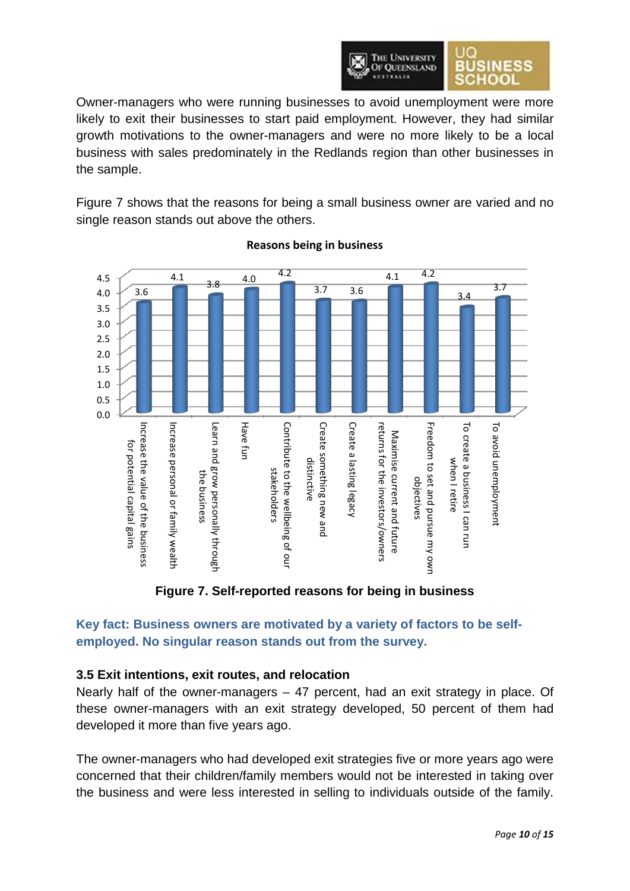Owner-managers who were running businesses to avoid unemployment were more likely to exit their businesses to start paid employment. However, they had similar growth motivations to the owner-managers and were no more likely to be a local business with sales predominately in the Redlands region than other businesses in the sample.

Figure 7 shows that the reasons for being a small business owner are varied and no single reason stands out above the others.

**Reasons being in business**

| Reason | Score |
| --- | --- |
| Increase the value of the business for potential capital gains | 3.6 |
| Increase personal or family wealth | 4.1 |
| Learn and grow personally through the business | 3.8 |
| Have fun | 4.0 |
| Contribute to the wellbeing of our stakeholders | 4.2 |
| Create something new and distinctive | 3.7 |
| Create a lasting legacy | 3.6 |
| Maximise current and future returns for the investors/owners | 4.1 |
| Freedom to set and pursue my own objectives | 4.2 |
| To create a business I can run when I retire | 3.4 |
| To avoid unemployment | 3.7 |

**Figure 7. Self-reported reasons for being in business**

**Key fact: Business owners are motivated by a variety of factors to be self-employed. No singular reason stands out from the survey.**

### 3.5 Exit intentions, exit routes, and relocation

Nearly half of the owner-managers – 47 percent, had an exit strategy in place. Of these owner-managers with an exit strategy developed, 50 percent of them had developed it more than five years ago.

The owner-managers who had developed exit strategies five or more years ago were concerned that their children/family members would not be interested in taking over the business and were less interested in selling to individuals outside of the family.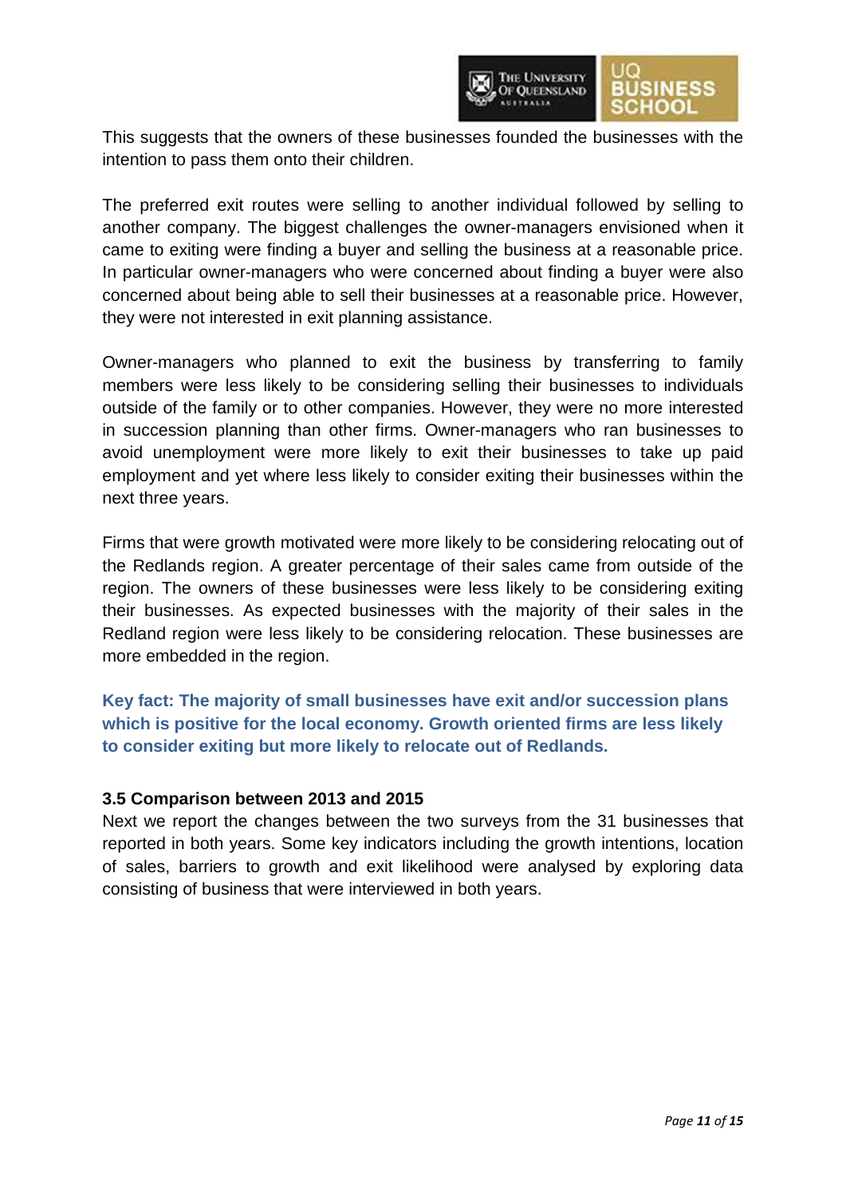This suggests that the owners of these businesses founded the businesses with the intention to pass them onto their children.

The preferred exit routes were selling to another individual followed by selling to another company. The biggest challenges the owner-managers envisioned when it came to exiting were finding a buyer and selling the business at a reasonable price. In particular owner-managers who were concerned about finding a buyer were also concerned about being able to sell their businesses at a reasonable price. However, they were not interested in exit planning assistance.

Owner-managers who planned to exit the business by transferring to family members were less likely to be considering selling their businesses to individuals outside of the family or to other companies. However, they were no more interested in succession planning than other firms. Owner-managers who ran businesses to avoid unemployment were more likely to exit their businesses to take up paid employment and yet where less likely to consider exiting their businesses within the next three years.

Firms that were growth motivated were more likely to be considering relocating out of the Redlands region. A greater percentage of their sales came from outside of the region. The owners of these businesses were less likely to be considering exiting their businesses. As expected businesses with the majority of their sales in the Redland region were less likely to be considering relocation. These businesses are more embedded in the region.

**Key fact: The majority of small businesses have exit and/or succession plans which is positive for the local economy. Growth oriented firms are less likely to consider exiting but more likely to relocate out of Redlands.**

### 3.5 Comparison between 2013 and 2015

Next we report the changes between the two surveys from the 31 businesses that reported in both years. Some key indicators including the growth intentions, location of sales, barriers to growth and exit likelihood were analysed by exploring data consisting of business that were interviewed in both years.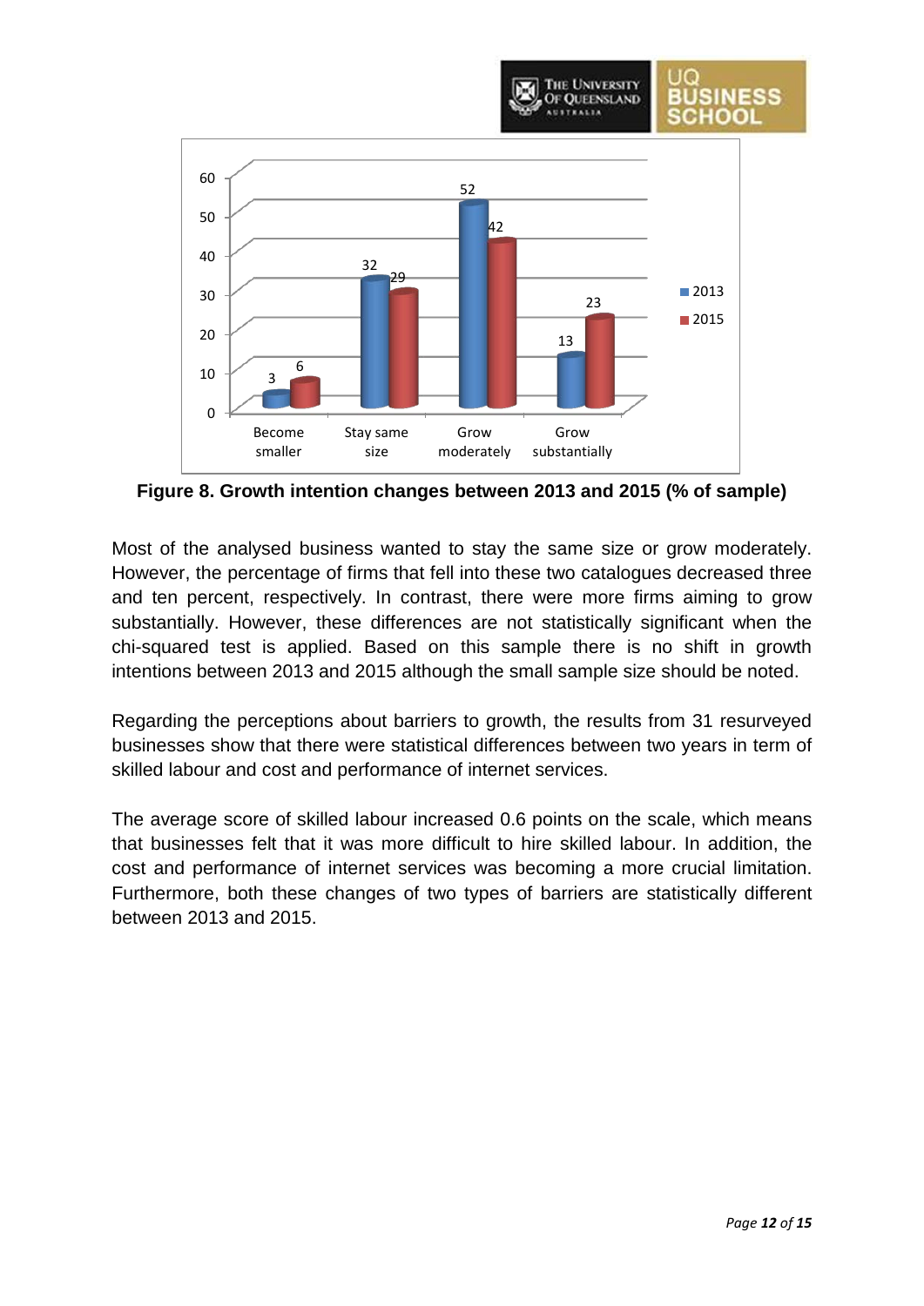**Figure 8. Growth intention changes between 2013 and 2015 (% of sample)**

Most of the analysed business wanted to stay the same size or grow moderately. However, the percentage of firms that fell into these two catalogues decreased three and ten percent, respectively. In contrast, there were more firms aiming to grow substantially. However, these differences are not statistically significant when the chi-squared test is applied. Based on this sample there is no shift in growth intentions between 2013 and 2015 although the small sample size should be noted.

Regarding the perceptions about barriers to growth, the results from 31 resurveyed businesses show that there were statistical differences between two years in term of skilled labour and cost and performance of internet services.

The average score of skilled labour increased 0.6 points on the scale, which means that businesses felt that it was more difficult to hire skilled labour. In addition, the cost and performance of internet services was becoming a more crucial limitation. Furthermore, both these changes of two types of barriers are statistically different between 2013 and 2015.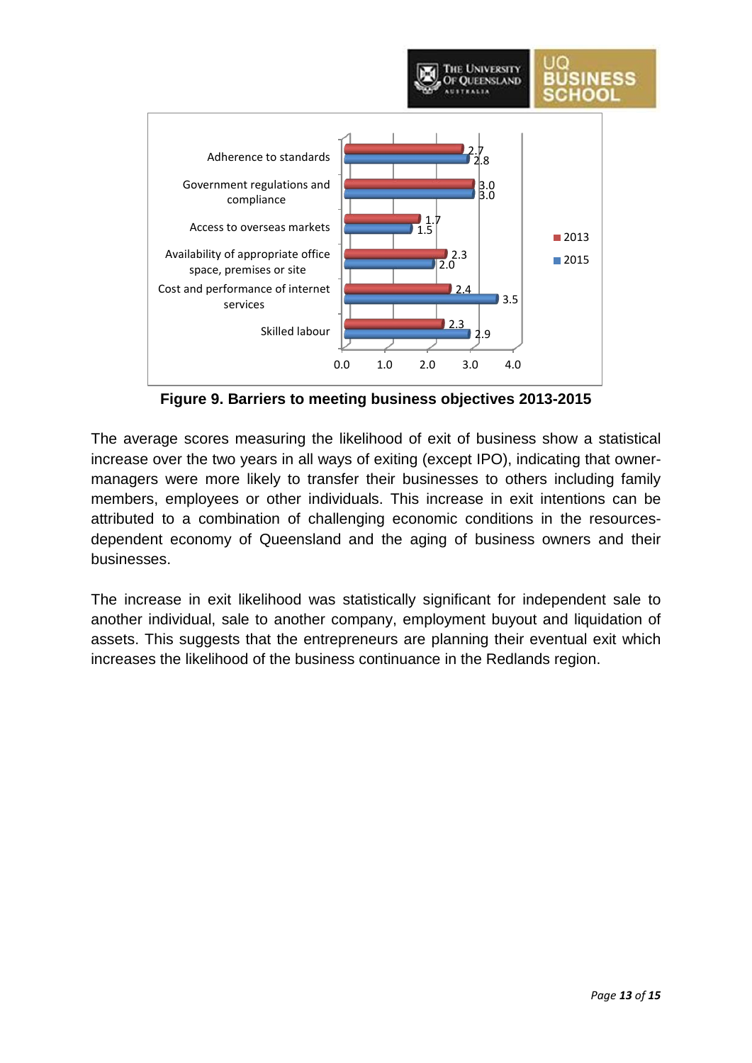| Barrier | 2013 | 2015 |
|---|---|---|
| Adherence to standards | 2.7 | 2.8 |
| Government regulations and compliance | 3.0 | 3.0 |
| Access to overseas markets | 1.7 | 1.5 |
| Availability of appropriate office space, premises or site | 2.3 | 2.0 |
| Cost and performance of internet services | 2.4 | 3.5 |
| Skilled labour | 2.3 | 2.9 |

**Figure 9. Barriers to meeting business objectives 2013-2015**

The average scores measuring the likelihood of exit of business show a statistical increase over the two years in all ways of exiting (except IPO), indicating that owner-managers were more likely to transfer their businesses to others including family members, employees or other individuals. This increase in exit intentions can be attributed to a combination of challenging economic conditions in the resources-dependent economy of Queensland and the aging of business owners and their businesses.

The increase in exit likelihood was statistically significant for independent sale to another individual, sale to another company, employment buyout and liquidation of assets. This suggests that the entrepreneurs are planning their eventual exit which increases the likelihood of the business continuance in the Redlands region.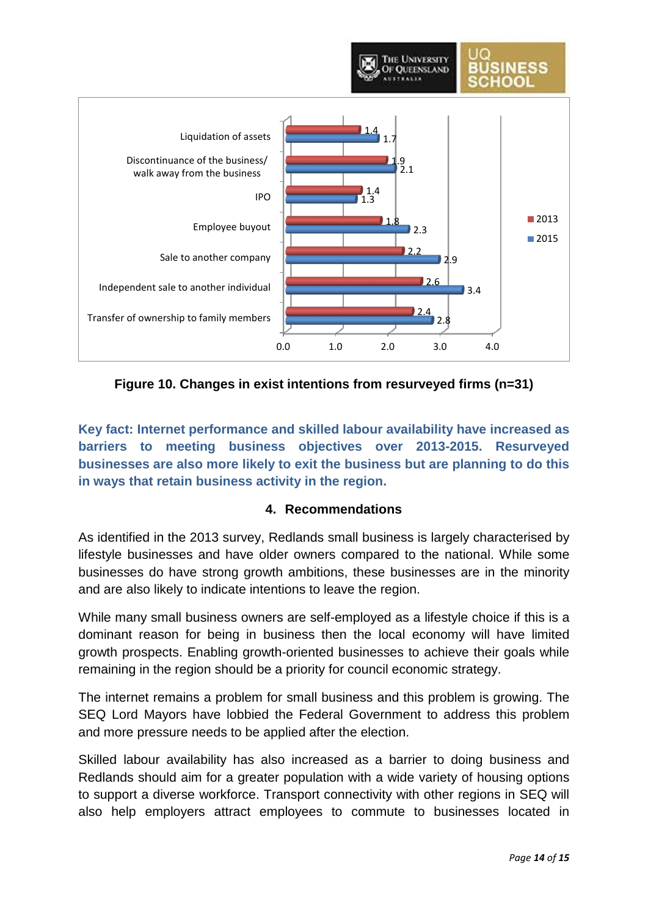| Exit intention | 2013 | 2015 |
|---|---|---|
| Liquidation of assets | 1.4 | 1.7 |
| Discontinuance of the business/ walk away from the business | 1.9 | 2.1 |
| IPO | 1.4 | 1.3 |
| Employee buyout | 1.8 | 2.3 |
| Sale to another company | 2.2 | 2.9 |
| Independent sale to another individual | 2.6 | 3.4 |
| Transfer of ownership to family members | 2.4 | 2.8 |

**Figure 10. Changes in exist intentions from resurveyed firms (n=31)**

**Key fact: Internet performance and skilled labour availability have increased as barriers to meeting business objectives over 2013-2015. Resurveyed businesses are also more likely to exit the business but are planning to do this in ways that retain business activity in the region.**

## 4. Recommendations

As identified in the 2013 survey, Redlands small business is largely characterised by lifestyle businesses and have older owners compared to the national. While some businesses do have strong growth ambitions, these businesses are in the minority and are also likely to indicate intentions to leave the region.

While many small business owners are self-employed as a lifestyle choice if this is a dominant reason for being in business then the local economy will have limited growth prospects. Enabling growth-oriented businesses to achieve their goals while remaining in the region should be a priority for council economic strategy.

The internet remains a problem for small business and this problem is growing. The SEQ Lord Mayors have lobbied the Federal Government to address this problem and more pressure needs to be applied after the election.

Skilled labour availability has also increased as a barrier to doing business and Redlands should aim for a greater population with a wide variety of housing options to support a diverse workforce. Transport connectivity with other regions in SEQ will also help employers attract employees to commute to businesses located in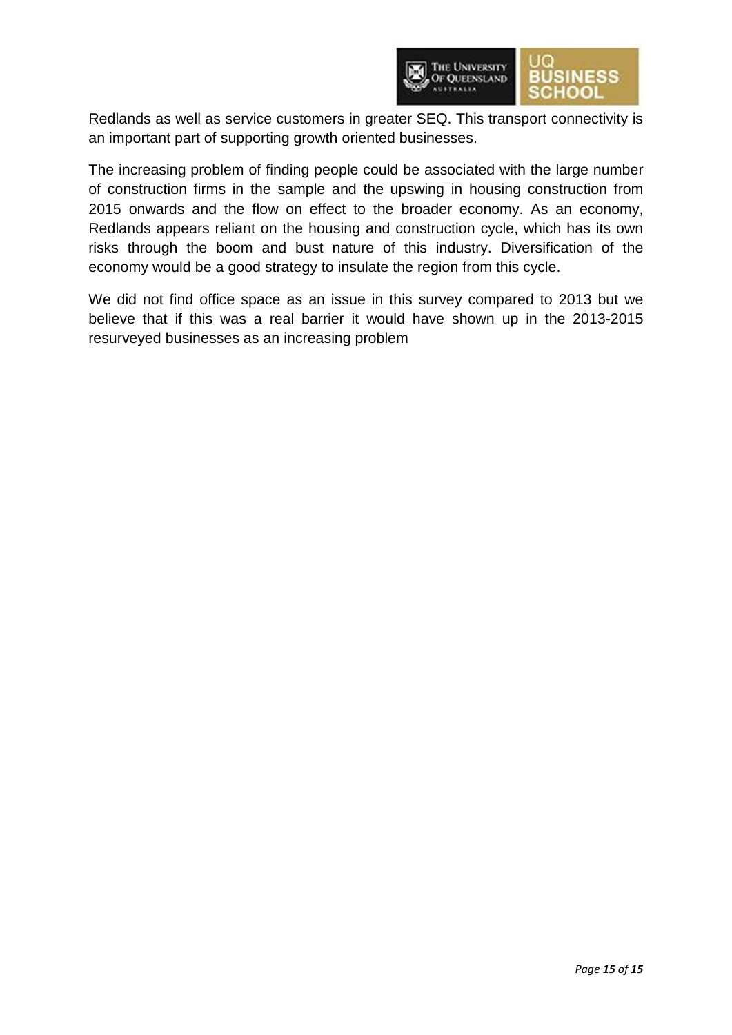Redlands as well as service customers in greater SEQ. This transport connectivity is an important part of supporting growth oriented businesses.

The increasing problem of finding people could be associated with the large number of construction firms in the sample and the upswing in housing construction from 2015 onwards and the flow on effect to the broader economy. As an economy, Redlands appears reliant on the housing and construction cycle, which has its own risks through the boom and bust nature of this industry. Diversification of the economy would be a good strategy to insulate the region from this cycle.

We did not find office space as an issue in this survey compared to 2013 but we believe that if this was a real barrier it would have shown up in the 2013-2015 resurveyed businesses as an increasing problem